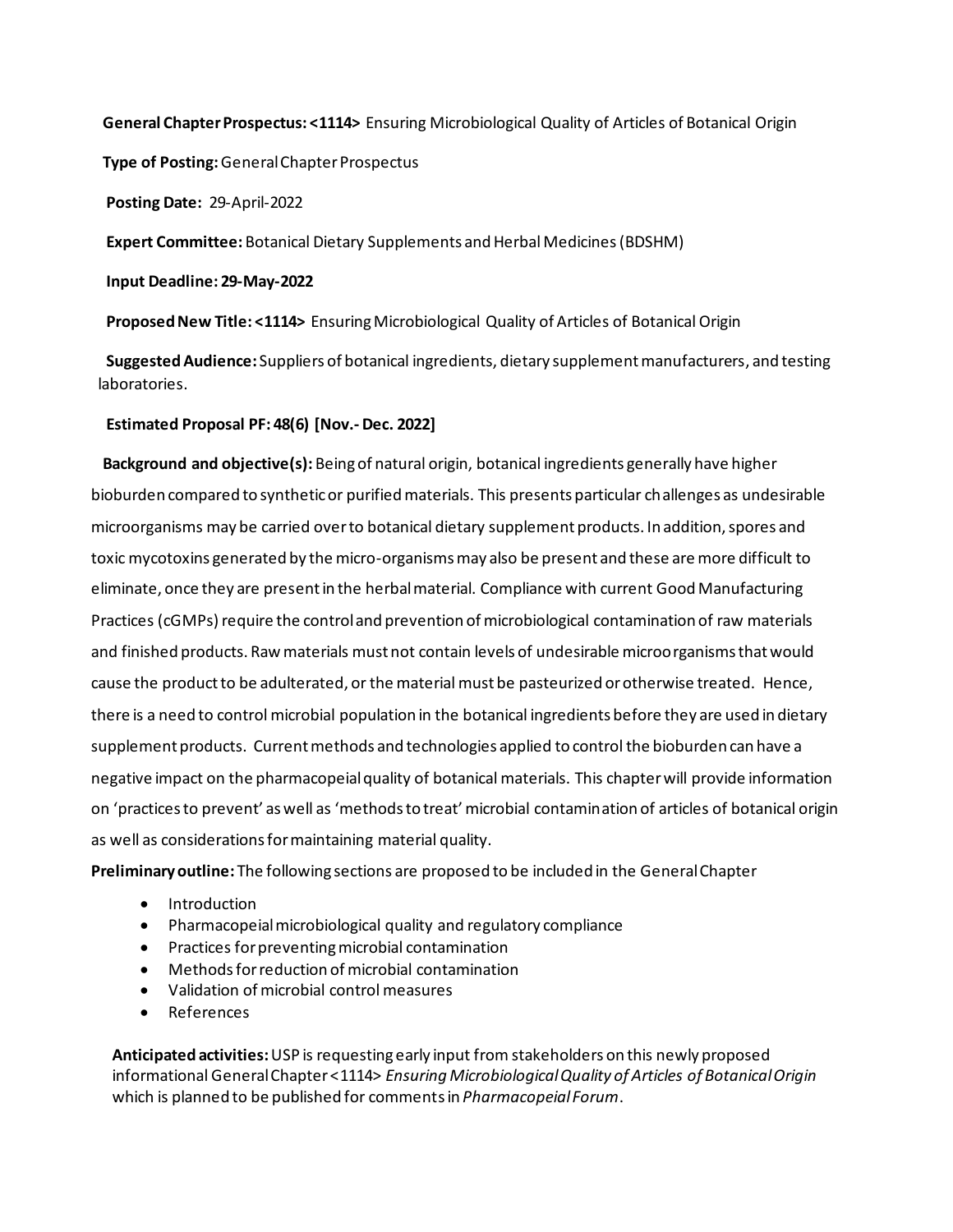**General Chapter Prospectus: <1114>** Ensuring Microbiological Quality of Articles of Botanical Origin

**Type of Posting:** General Chapter Prospectus

**Posting Date:** 29-April-2022

**Expert Committee:** Botanical Dietary Supplements and Herbal Medicines (BDSHM)

**Input Deadline: 29-May-2022**

**Proposed New Title: <1114>** Ensuring Microbiological Quality of Articles of Botanical Origin

**Suggested Audience:** Suppliers of botanical ingredients, dietary supplement manufacturers, and testing laboratories.

**Estimated Proposal PF: 48(6) [Nov.- Dec. 2022]**

**Background and objective(s):** Being of natural origin, botanical ingredients generally have higher bioburden compared to synthetic or purified materials. This presents particular challenges as undesirable microorganisms may be carried over to botanical dietary supplement products. In addition, spores and toxic mycotoxins generated by the micro-organisms may also be present and these are more difficult to eliminate, once they are present in the herbal material. Compliance with current Good Manufacturing Practices (cGMPs) require the control and prevention of microbiological contamination of raw materials and finished products. Raw materials must not contain levels of undesirable microorganisms that would cause the product to be adulterated, or the material must be pasteurized or otherwise treated. Hence, there is a need to control microbial population in the botanical ingredients before they are used in dietary supplement products. Current methods and technologies applied to control the bioburden can have a negative impact on the pharmacopeial quality of botanical materials. This chapter will provide information on 'practices to prevent' as well as 'methods to treat' microbial contamination of articles of botanical origin as well as considerations for maintaining material quality.

**Preliminary outline:** The following sections are proposed to be included in the General Chapter

- Introduction
- Pharmacopeial microbiological quality and regulatory compliance
- Practices for preventing microbial contamination
- Methods for reduction of microbial contamination
- Validation of microbial control measures
- References

**Anticipated activities:** USP is requesting early input from stakeholders on this newly proposed informational General Chapter <1114> *Ensuring Microbiological Quality of Articles of Botanical Origin* which is planned to be published for comments in *Pharmacopeial Forum*.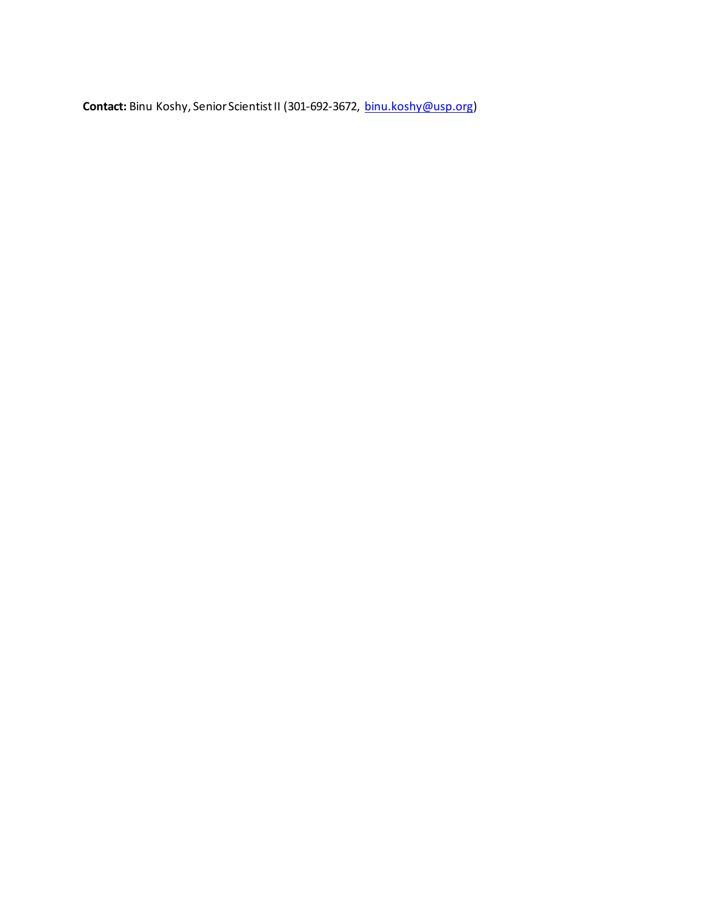**Contact:** Binu Koshy, Senior Scientist II (301-692-3672, binu.koshy@usp.org)